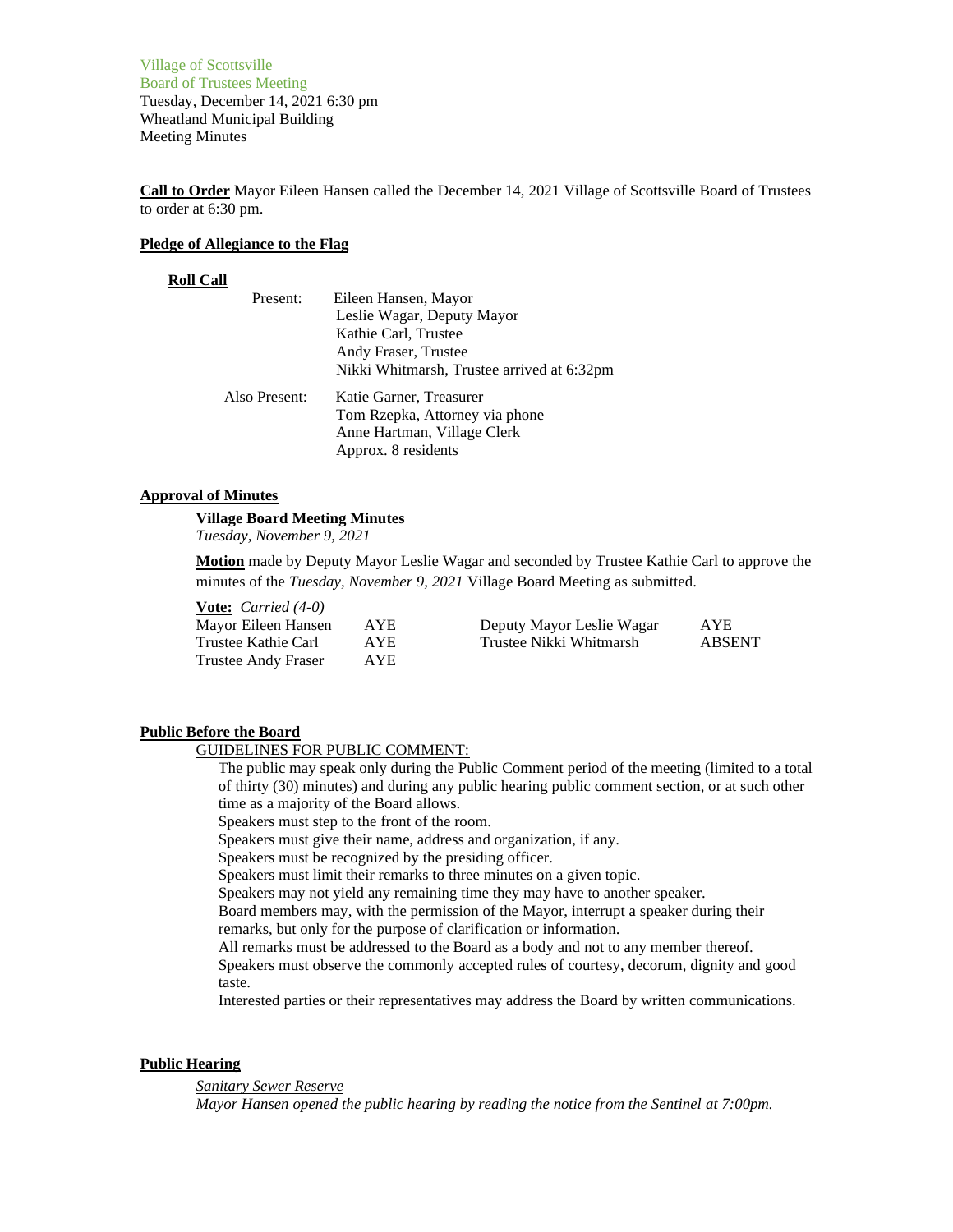Village of Scottsville
Board of Trustees Meeting
Tuesday, December 14, 2021 6:30 pm
Wheatland Municipal Building
Meeting Minutes

**Call to Order** Mayor Eileen Hansen called the December 14, 2021 Village of Scottsville Board of Trustees to order at 6:30 pm.

**Pledge of Allegiance to the Flag**

**Roll Call**

Present:
Eileen Hansen, Mayor
Leslie Wagar, Deputy Mayor
Kathie Carl, Trustee
Andy Fraser, Trustee
Nikki Whitmarsh, Trustee arrived at 6:32pm

Also Present:
Katie Garner, Treasurer
Tom Rzepka, Attorney via phone
Anne Hartman, Village Clerk
Approx. 8 residents

**Approval of Minutes**

**Village Board Meeting Minutes**
*Tuesday, November 9, 2021*

**Motion** made by Deputy Mayor Leslie Wagar and seconded by Trustee Kathie Carl to approve the minutes of the *Tuesday, November 9, 2021* Village Board Meeting as submitted.

**Vote:** *Carried (4-0)*

| | | | |
|---|---|---|---|
| Mayor Eileen Hansen | AYE | Deputy Mayor Leslie Wagar | AYE |
| Trustee Kathie Carl | AYE | Trustee Nikki Whitmarsh | ABSENT |
| Trustee Andy Fraser | AYE | | |

**Public Before the Board**

GUIDELINES FOR PUBLIC COMMENT:

The public may speak only during the Public Comment period of the meeting (limited to a total of thirty (30) minutes) and during any public hearing public comment section, or at such other time as a majority of the Board allows.
Speakers must step to the front of the room.
Speakers must give their name, address and organization, if any.
Speakers must be recognized by the presiding officer.
Speakers must limit their remarks to three minutes on a given topic.
Speakers may not yield any remaining time they may have to another speaker.
Board members may, with the permission of the Mayor, interrupt a speaker during their remarks, but only for the purpose of clarification or information.
All remarks must be addressed to the Board as a body and not to any member thereof.
Speakers must observe the commonly accepted rules of courtesy, decorum, dignity and good taste.
Interested parties or their representatives may address the Board by written communications.

**Public Hearing**

*Sanitary Sewer Reserve*
*Mayor Hansen opened the public hearing by reading the notice from the Sentinel at 7:00pm.*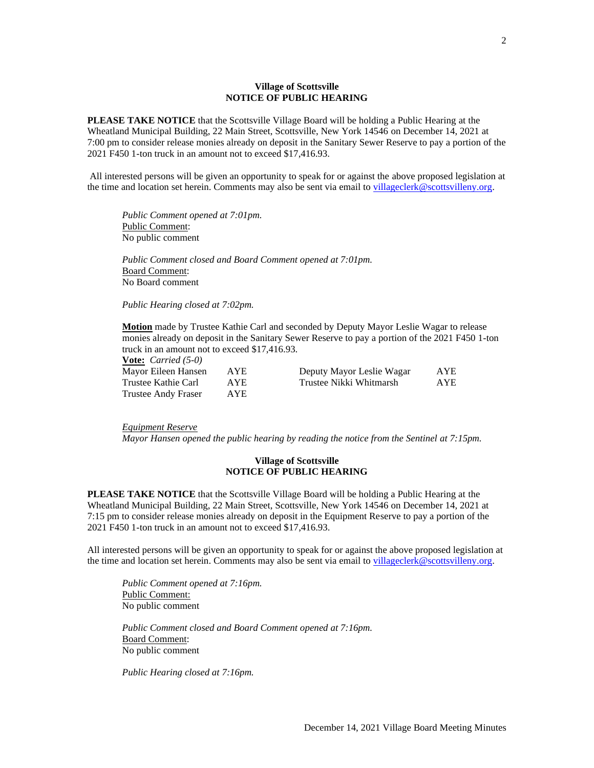**Village of Scottsville**
**NOTICE OF PUBLIC HEARING**

**PLEASE TAKE NOTICE** that the Scottsville Village Board will be holding a Public Hearing at the Wheatland Municipal Building, 22 Main Street, Scottsville, New York 14546 on December 14, 2021 at 7:00 pm to consider release monies already on deposit in the Sanitary Sewer Reserve to pay a portion of the 2021 F450 1-ton truck in an amount not to exceed $17,416.93.

All interested persons will be given an opportunity to speak for or against the above proposed legislation at the time and location set herein. Comments may also be sent via email to villageclerk@scottsvilleny.org.

*Public Comment opened at 7:01pm.*
Public Comment:
No public comment

*Public Comment closed and Board Comment opened at 7:01pm.*
Board Comment:
No Board comment

*Public Hearing closed at 7:02pm.*

**Motion** made by Trustee Kathie Carl and seconded by Deputy Mayor Leslie Wagar to release monies already on deposit in the Sanitary Sewer Reserve to pay a portion of the 2021 F450 1-ton truck in an amount not to exceed $17,416.93.
**Vote:** *Carried (5-0)*

| | | | |
|---|---|---|---|
| Mayor Eileen Hansen | AYE | Deputy Mayor Leslie Wagar | AYE |
| Trustee Kathie Carl | AYE | Trustee Nikki Whitmarsh | AYE |
| Trustee Andy Fraser | AYE | | |

*Equipment Reserve*
*Mayor Hansen opened the public hearing by reading the notice from the Sentinel at 7:15pm.*

**Village of Scottsville**
**NOTICE OF PUBLIC HEARING**

**PLEASE TAKE NOTICE** that the Scottsville Village Board will be holding a Public Hearing at the Wheatland Municipal Building, 22 Main Street, Scottsville, New York 14546 on December 14, 2021 at 7:15 pm to consider release monies already on deposit in the Equipment Reserve to pay a portion of the 2021 F450 1-ton truck in an amount not to exceed $17,416.93.

All interested persons will be given an opportunity to speak for or against the above proposed legislation at the time and location set herein. Comments may also be sent via email to villageclerk@scottsvilleny.org.

*Public Comment opened at 7:16pm.*
Public Comment:
No public comment

*Public Comment closed and Board Comment opened at 7:16pm.*
Board Comment:
No public comment

*Public Hearing closed at 7:16pm.*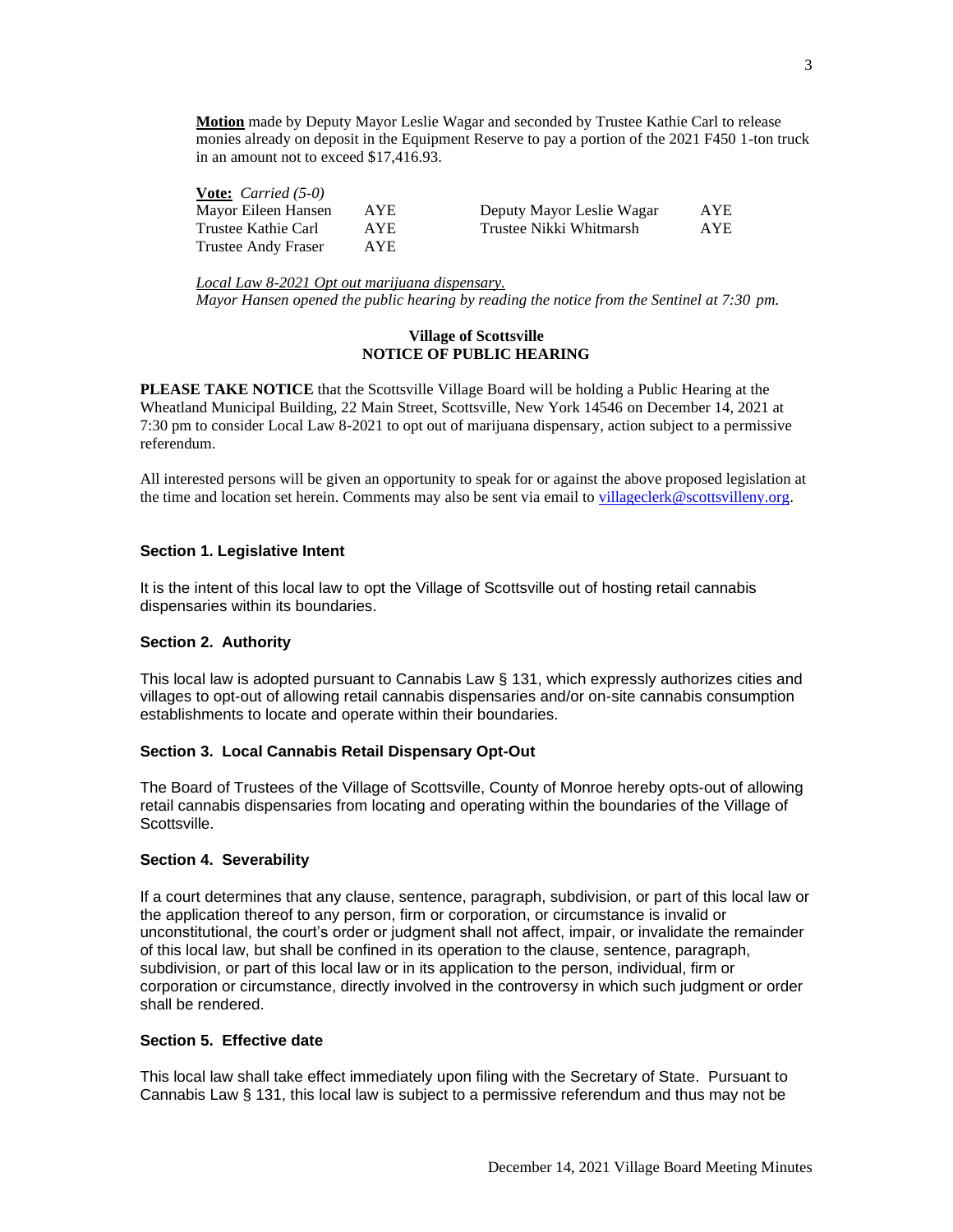**Motion** made by Deputy Mayor Leslie Wagar and seconded by Trustee Kathie Carl to release monies already on deposit in the Equipment Reserve to pay a portion of the 2021 F450 1-ton truck in an amount not to exceed $17,416.93.

**Vote:** *Carried (5-0)*

| | | | |
|---|---|---|---|
| Mayor Eileen Hansen | AYE | Deputy Mayor Leslie Wagar | AYE |
| Trustee Kathie Carl | AYE | Trustee Nikki Whitmarsh | AYE |
| Trustee Andy Fraser | AYE | | |

*Local Law 8-2021 Opt out marijuana dispensary.*
*Mayor Hansen opened the public hearing by reading the notice from the Sentinel at 7:30 pm.*

**Village of Scottsville**
**NOTICE OF PUBLIC HEARING**

**PLEASE TAKE NOTICE** that the Scottsville Village Board will be holding a Public Hearing at the Wheatland Municipal Building, 22 Main Street, Scottsville, New York 14546 on December 14, 2021 at 7:30 pm to consider Local Law 8-2021 to opt out of marijuana dispensary, action subject to a permissive referendum.

All interested persons will be given an opportunity to speak for or against the above proposed legislation at the time and location set herein. Comments may also be sent via email to villageclerk@scottsvilleny.org.

**Section 1. Legislative Intent**

It is the intent of this local law to opt the Village of Scottsville out of hosting retail cannabis dispensaries within its boundaries.

**Section 2. Authority**

This local law is adopted pursuant to Cannabis Law § 131, which expressly authorizes cities and villages to opt-out of allowing retail cannabis dispensaries and/or on-site cannabis consumption establishments to locate and operate within their boundaries.

**Section 3. Local Cannabis Retail Dispensary Opt-Out**

The Board of Trustees of the Village of Scottsville, County of Monroe hereby opts-out of allowing retail cannabis dispensaries from locating and operating within the boundaries of the Village of Scottsville.

**Section 4. Severability**

If a court determines that any clause, sentence, paragraph, subdivision, or part of this local law or the application thereof to any person, firm or corporation, or circumstance is invalid or unconstitutional, the court's order or judgment shall not affect, impair, or invalidate the remainder of this local law, but shall be confined in its operation to the clause, sentence, paragraph, subdivision, or part of this local law or in its application to the person, individual, firm or corporation or circumstance, directly involved in the controversy in which such judgment or order shall be rendered.

**Section 5. Effective date**

This local law shall take effect immediately upon filing with the Secretary of State. Pursuant to Cannabis Law § 131, this local law is subject to a permissive referendum and thus may not be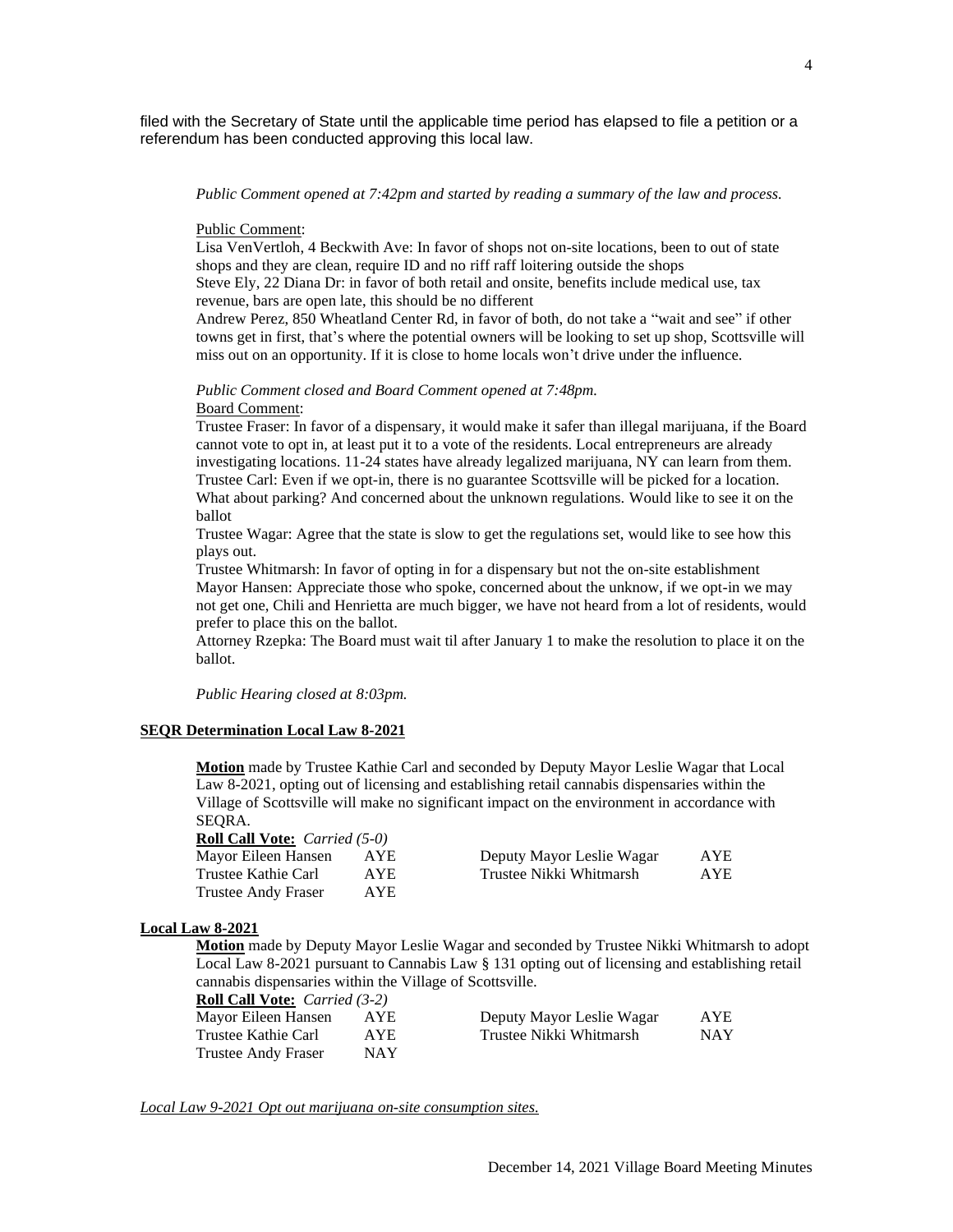filed with the Secretary of State until the applicable time period has elapsed to file a petition or a referendum has been conducted approving this local law.

*Public Comment opened at 7:42pm and started by reading a summary of the law and process.*

Public Comment:

Lisa VenVertloh, 4 Beckwith Ave: In favor of shops not on-site locations, been to out of state shops and they are clean, require ID and no riff raff loitering outside the shops

Steve Ely, 22 Diana Dr: in favor of both retail and onsite, benefits include medical use, tax revenue, bars are open late, this should be no different

Andrew Perez, 850 Wheatland Center Rd, in favor of both, do not take a "wait and see" if other towns get in first, that's where the potential owners will be looking to set up shop, Scottsville will miss out on an opportunity. If it is close to home locals won't drive under the influence.

*Public Comment closed and Board Comment opened at 7:48pm.*

Board Comment:

Trustee Fraser: In favor of a dispensary, it would make it safer than illegal marijuana, if the Board cannot vote to opt in, at least put it to a vote of the residents. Local entrepreneurs are already investigating locations. 11-24 states have already legalized marijuana, NY can learn from them.

Trustee Carl: Even if we opt-in, there is no guarantee Scottsville will be picked for a location. What about parking? And concerned about the unknown regulations. Would like to see it on the ballot

Trustee Wagar: Agree that the state is slow to get the regulations set, would like to see how this plays out.

Trustee Whitmarsh: In favor of opting in for a dispensary but not the on-site establishment

Mayor Hansen: Appreciate those who spoke, concerned about the unknow, if we opt-in we may not get one, Chili and Henrietta are much bigger, we have not heard from a lot of residents, would prefer to place this on the ballot.

Attorney Rzepka: The Board must wait til after January 1 to make the resolution to place it on the ballot.

*Public Hearing closed at 8:03pm.*

**SEQR Determination Local Law 8-2021**

**Motion** made by Trustee Kathie Carl and seconded by Deputy Mayor Leslie Wagar that Local Law 8-2021, opting out of licensing and establishing retail cannabis dispensaries within the Village of Scottsville will make no significant impact on the environment in accordance with SEQRA.

**Roll Call Vote:** *Carried (5-0)*

| | | | |
|---|---|---|---|
| Mayor Eileen Hansen | AYE | Deputy Mayor Leslie Wagar | AYE |
| Trustee Kathie Carl | AYE | Trustee Nikki Whitmarsh | AYE |
| Trustee Andy Fraser | AYE | | |

**Local Law 8-2021**

**Motion** made by Deputy Mayor Leslie Wagar and seconded by Trustee Nikki Whitmarsh to adopt Local Law 8-2021 pursuant to Cannabis Law § 131 opting out of licensing and establishing retail cannabis dispensaries within the Village of Scottsville.

**Roll Call Vote:** *Carried (3-2)*

| | | | |
|---|---|---|---|
| Mayor Eileen Hansen | AYE | Deputy Mayor Leslie Wagar | AYE |
| Trustee Kathie Carl | AYE | Trustee Nikki Whitmarsh | NAY |
| Trustee Andy Fraser | NAY | | |

*Local Law 9-2021 Opt out marijuana on-site consumption sites.*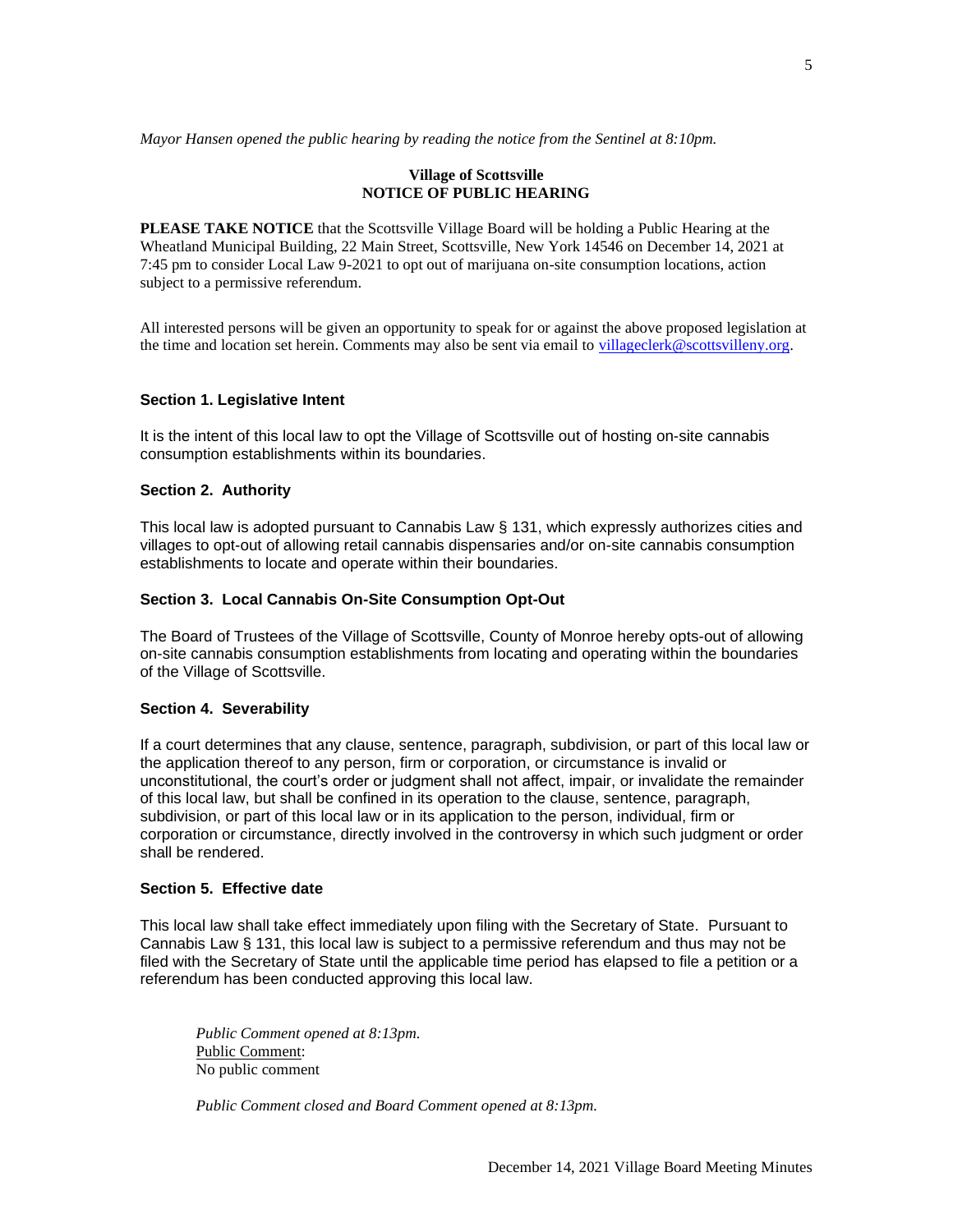*Mayor Hansen opened the public hearing by reading the notice from the Sentinel at 8:10pm.*

**Village of Scottsville**
**NOTICE OF PUBLIC HEARING**

**PLEASE TAKE NOTICE** that the Scottsville Village Board will be holding a Public Hearing at the Wheatland Municipal Building, 22 Main Street, Scottsville, New York 14546 on December 14, 2021 at 7:45 pm to consider Local Law 9-2021 to opt out of marijuana on-site consumption locations, action subject to a permissive referendum.

All interested persons will be given an opportunity to speak for or against the above proposed legislation at the time and location set herein. Comments may also be sent via email to villageclerk@scottsvilleny.org.

**Section 1. Legislative Intent**

It is the intent of this local law to opt the Village of Scottsville out of hosting on-site cannabis consumption establishments within its boundaries.

**Section 2. Authority**

This local law is adopted pursuant to Cannabis Law § 131, which expressly authorizes cities and villages to opt-out of allowing retail cannabis dispensaries and/or on-site cannabis consumption establishments to locate and operate within their boundaries.

**Section 3. Local Cannabis On-Site Consumption Opt-Out**

The Board of Trustees of the Village of Scottsville, County of Monroe hereby opts-out of allowing on-site cannabis consumption establishments from locating and operating within the boundaries of the Village of Scottsville.

**Section 4. Severability**

If a court determines that any clause, sentence, paragraph, subdivision, or part of this local law or the application thereof to any person, firm or corporation, or circumstance is invalid or unconstitutional, the court's order or judgment shall not affect, impair, or invalidate the remainder of this local law, but shall be confined in its operation to the clause, sentence, paragraph, subdivision, or part of this local law or in its application to the person, individual, firm or corporation or circumstance, directly involved in the controversy in which such judgment or order shall be rendered.

**Section 5. Effective date**

This local law shall take effect immediately upon filing with the Secretary of State. Pursuant to Cannabis Law § 131, this local law is subject to a permissive referendum and thus may not be filed with the Secretary of State until the applicable time period has elapsed to file a petition or a referendum has been conducted approving this local law.

*Public Comment opened at 8:13pm.*
Public Comment:
No public comment

*Public Comment closed and Board Comment opened at 8:13pm.*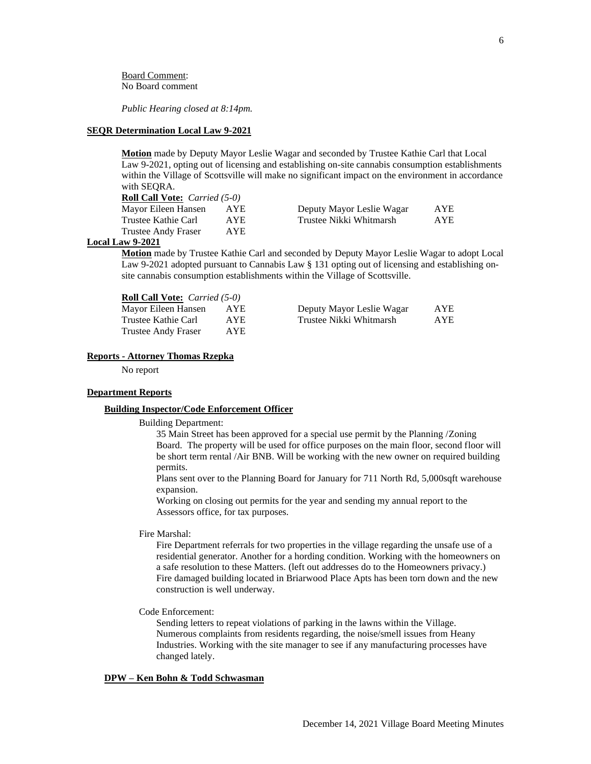Board Comment:
No Board comment

*Public Hearing closed at 8:14pm.*

**SEQR Determination Local Law 9-2021**

**Motion** made by Deputy Mayor Leslie Wagar and seconded by Trustee Kathie Carl that Local Law 9-2021, opting out of licensing and establishing on-site cannabis consumption establishments within the Village of Scottsville will make no significant impact on the environment in accordance with SEQRA.

**Roll Call Vote:** *Carried (5-0)*

| | | | |
|---|---|---|---|
| Mayor Eileen Hansen | AYE | Deputy Mayor Leslie Wagar | AYE |
| Trustee Kathie Carl | AYE | Trustee Nikki Whitmarsh | AYE |
| Trustee Andy Fraser | AYE | | |

**Local Law 9-2021**

**Motion** made by Trustee Kathie Carl and seconded by Deputy Mayor Leslie Wagar to adopt Local Law 9-2021 adopted pursuant to Cannabis Law § 131 opting out of licensing and establishing on-site cannabis consumption establishments within the Village of Scottsville.

**Roll Call Vote:** *Carried (5-0)*

| | | | |
|---|---|---|---|
| Mayor Eileen Hansen | AYE | Deputy Mayor Leslie Wagar | AYE |
| Trustee Kathie Carl | AYE | Trustee Nikki Whitmarsh | AYE |
| Trustee Andy Fraser | AYE | | |

**Reports - Attorney Thomas Rzepka**

No report

**Department Reports**

**Building Inspector/Code Enforcement Officer**

Building Department:

35 Main Street has been approved for a special use permit by the Planning /Zoning Board. The property will be used for office purposes on the main floor, second floor will be short term rental /Air BNB. Will be working with the new owner on required building permits.

Plans sent over to the Planning Board for January for 711 North Rd, 5,000sqft warehouse expansion.

Working on closing out permits for the year and sending my annual report to the Assessors office, for tax purposes.

Fire Marshal:

Fire Department referrals for two properties in the village regarding the unsafe use of a residential generator. Another for a hording condition. Working with the homeowners on a safe resolution to these Matters. (left out addresses do to the Homeowners privacy.)

Fire damaged building located in Briarwood Place Apts has been torn down and the new construction is well underway.

Code Enforcement:

Sending letters to repeat violations of parking in the lawns within the Village.

Numerous complaints from residents regarding, the noise/smell issues from Heany Industries. Working with the site manager to see if any manufacturing processes have changed lately.

**DPW – Ken Bohn & Todd Schwasman**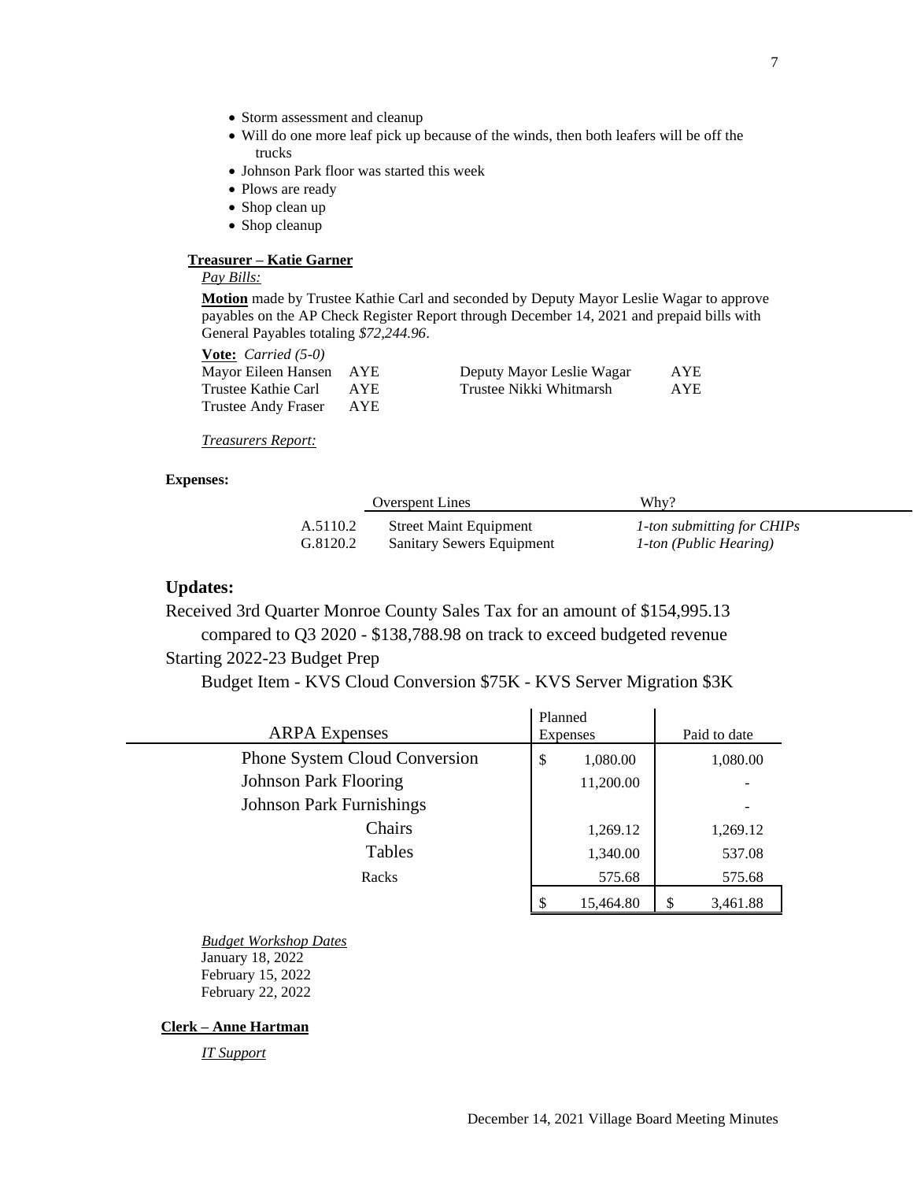- Storm assessment and cleanup
- Will do one more leaf pick up because of the winds, then both leafers will be off the trucks
- Johnson Park floor was started this week
- Plows are ready
- Shop clean up
- Shop cleanup

**Treasurer – Katie Garner**

*Pay Bills:*

**Motion** made by Trustee Kathie Carl and seconded by Deputy Mayor Leslie Wagar to approve payables on the AP Check Register Report through December 14, 2021 and prepaid bills with General Payables totaling *$72,244.96*.

**Vote:** *Carried (5-0)*

| | | | |
|---|---|---|---|
| Mayor Eileen Hansen | AYE | Deputy Mayor Leslie Wagar | AYE |
| Trustee Kathie Carl | AYE | Trustee Nikki Whitmarsh | AYE |
| Trustee Andy Fraser | AYE | | |

*Treasurers Report:*

**Expenses:**

| | Overspent Lines | Why? |
|---|---|---|
| A.5110.2 | Street Maint Equipment | *1-ton submitting for CHIPs* |
| G.8120.2 | Sanitary Sewers Equipment | *1-ton (Public Hearing)* |

## Updates:

Received 3rd Quarter Monroe County Sales Tax for an amount of $154,995.13 compared to Q3 2020 - $138,788.98 on track to exceed budgeted revenue

Starting 2022-23 Budget Prep

Budget Item - KVS Cloud Conversion $75K - KVS Server Migration $3K

| ARPA Expenses | Planned Expenses | Paid to date |
|---|---|---|
| Phone System Cloud Conversion | $ 1,080.00 | 1,080.00 |
| Johnson Park Flooring | 11,200.00 | - |
| Johnson Park Furnishings | | - |
| Chairs | 1,269.12 | 1,269.12 |
| Tables | 1,340.00 | 537.08 |
| Racks | 575.68 | 575.68 |
| | $ 15,464.80 | $ 3,461.88 |

*Budget Workshop Dates*
January 18, 2022
February 15, 2022
February 22, 2022

**Clerk – Anne Hartman**

*IT Support*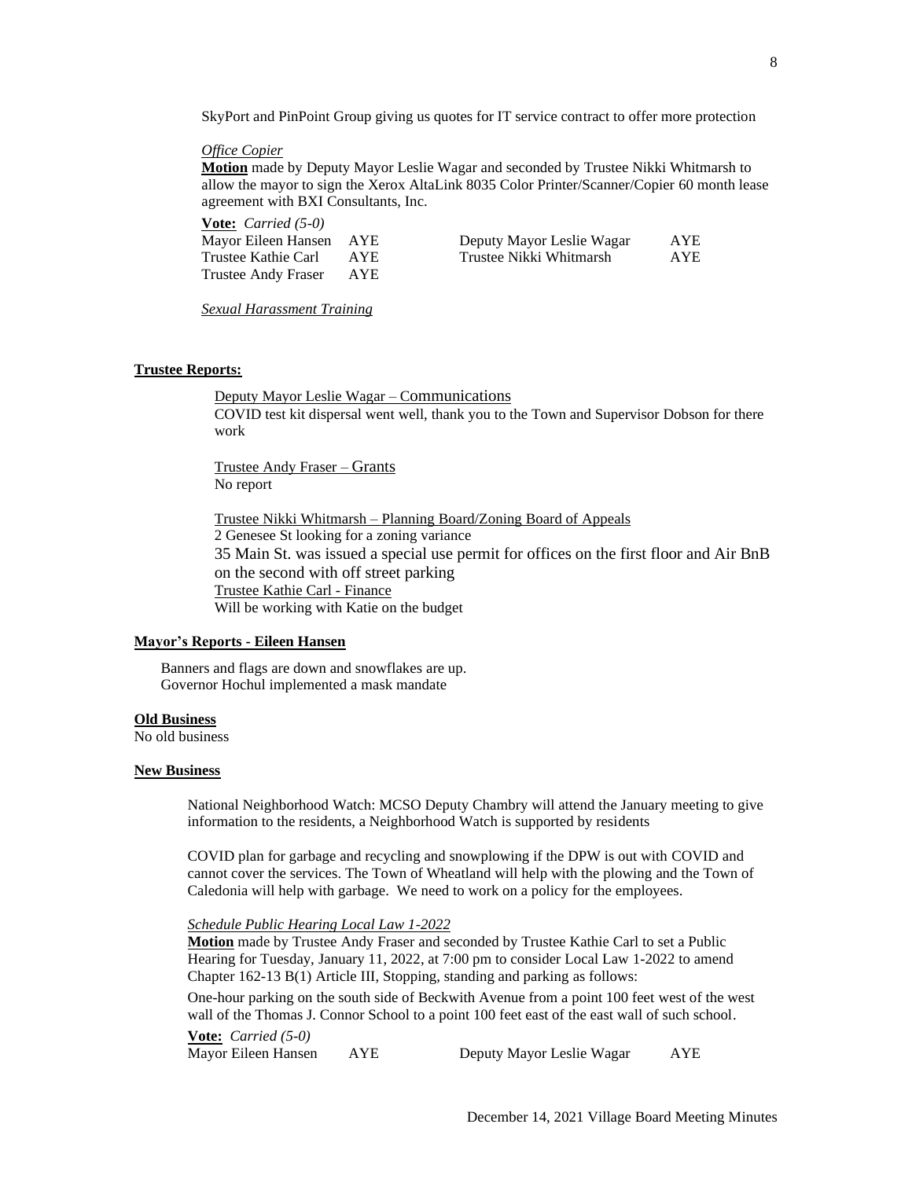SkyPort and PinPoint Group giving us quotes for IT service contract to offer more protection

*Office Copier*

**Motion** made by Deputy Mayor Leslie Wagar and seconded by Trustee Nikki Whitmarsh to allow the mayor to sign the Xerox AltaLink 8035 Color Printer/Scanner/Copier 60 month lease agreement with BXI Consultants, Inc.

**Vote:** *Carried (5-0)*

| | | | |
|---|---|---|---|
| Mayor Eileen Hansen | AYE | Deputy Mayor Leslie Wagar | AYE |
| Trustee Kathie Carl | AYE | Trustee Nikki Whitmarsh | AYE |
| Trustee Andy Fraser | AYE | | |

*Sexual Harassment Training*

**Trustee Reports:**

Deputy Mayor Leslie Wagar – Communications
COVID test kit dispersal went well, thank you to the Town and Supervisor Dobson for there work

Trustee Andy Fraser – Grants
No report

Trustee Nikki Whitmarsh – Planning Board/Zoning Board of Appeals
2 Genesee St looking for a zoning variance
35 Main St. was issued a special use permit for offices on the first floor and Air BnB on the second with off street parking

Trustee Kathie Carl - Finance
Will be working with Katie on the budget

**Mayor's Reports - Eileen Hansen**

Banners and flags are down and snowflakes are up.
Governor Hochul implemented a mask mandate

**Old Business**

No old business

**New Business**

National Neighborhood Watch: MCSO Deputy Chambry will attend the January meeting to give information to the residents, a Neighborhood Watch is supported by residents

COVID plan for garbage and recycling and snowplowing if the DPW is out with COVID and cannot cover the services. The Town of Wheatland will help with the plowing and the Town of Caledonia will help with garbage. We need to work on a policy for the employees.

*Schedule Public Hearing Local Law 1-2022*

**Motion** made by Trustee Andy Fraser and seconded by Trustee Kathie Carl to set a Public Hearing for Tuesday, January 11, 2022, at 7:00 pm to consider Local Law 1-2022 to amend Chapter 162-13 B(1) Article III, Stopping, standing and parking as follows:

One-hour parking on the south side of Beckwith Avenue from a point 100 feet west of the west wall of the Thomas J. Connor School to a point 100 feet east of the east wall of such school.

**Vote:** *Carried (5-0)*

| | | | |
|---|---|---|---|
| Mayor Eileen Hansen | AYE | Deputy Mayor Leslie Wagar | AYE |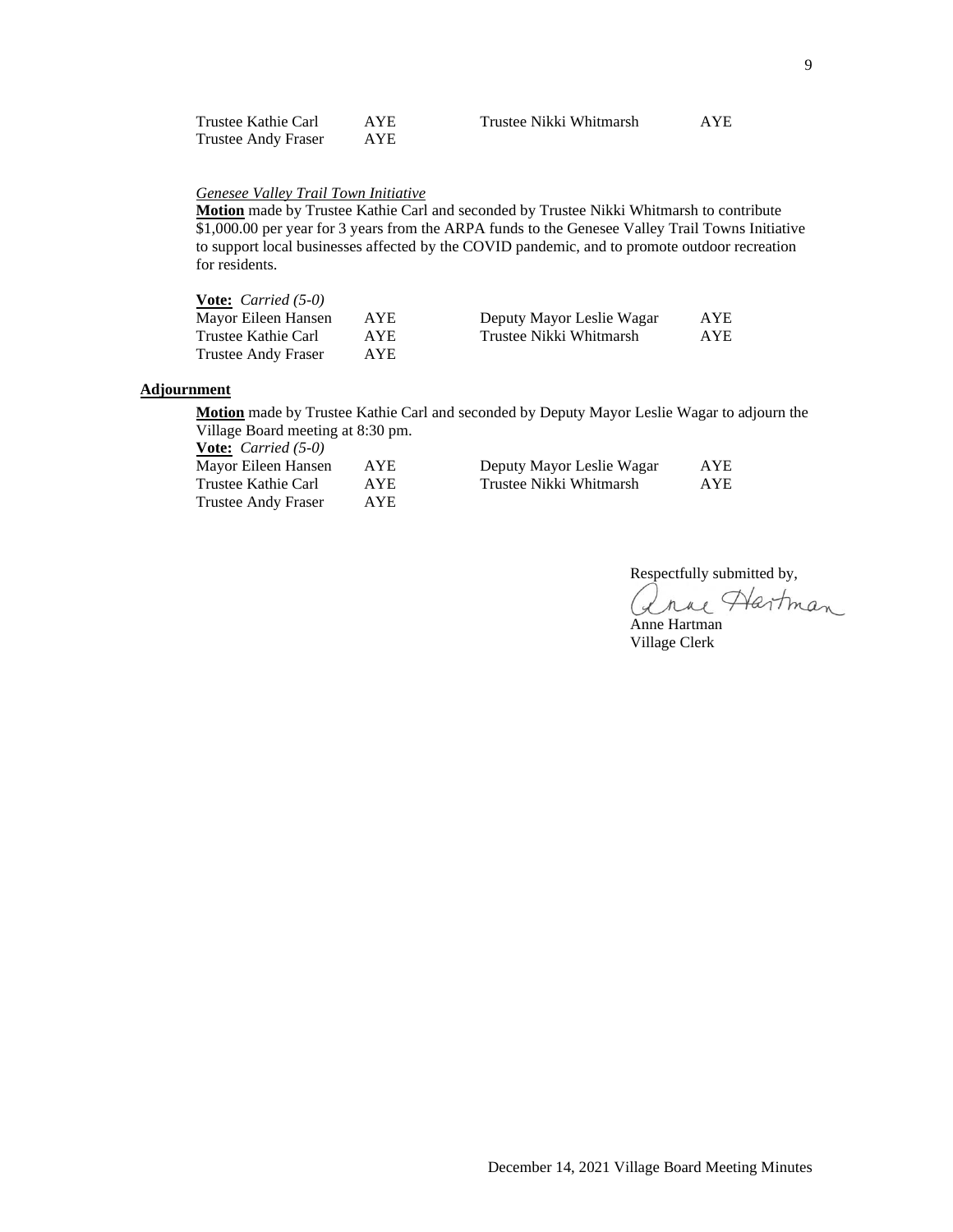| | | | |
|---|---|---|---|
| Trustee Kathie Carl | AYE | Trustee Nikki Whitmarsh | AYE |
| Trustee Andy Fraser | AYE | | |

*Genesee Valley Trail Town Initiative*

**Motion** made by Trustee Kathie Carl and seconded by Trustee Nikki Whitmarsh to contribute $1,000.00 per year for 3 years from the ARPA funds to the Genesee Valley Trail Towns Initiative to support local businesses affected by the COVID pandemic, and to promote outdoor recreation for residents.

**Vote:** *Carried (5-0)*

| | | | |
|---|---|---|---|
| Mayor Eileen Hansen | AYE | Deputy Mayor Leslie Wagar | AYE |
| Trustee Kathie Carl | AYE | Trustee Nikki Whitmarsh | AYE |
| Trustee Andy Fraser | AYE | | |

**Adjournment**

**Motion** made by Trustee Kathie Carl and seconded by Deputy Mayor Leslie Wagar to adjourn the Village Board meeting at 8:30 pm.

**Vote:** *Carried (5-0)*

| | | | |
|---|---|---|---|
| Mayor Eileen Hansen | AYE | Deputy Mayor Leslie Wagar | AYE |
| Trustee Kathie Carl | AYE | Trustee Nikki Whitmarsh | AYE |
| Trustee Andy Fraser | AYE | | |

Respectfully submitted by,

Anne Hartman

Anne Hartman
Village Clerk